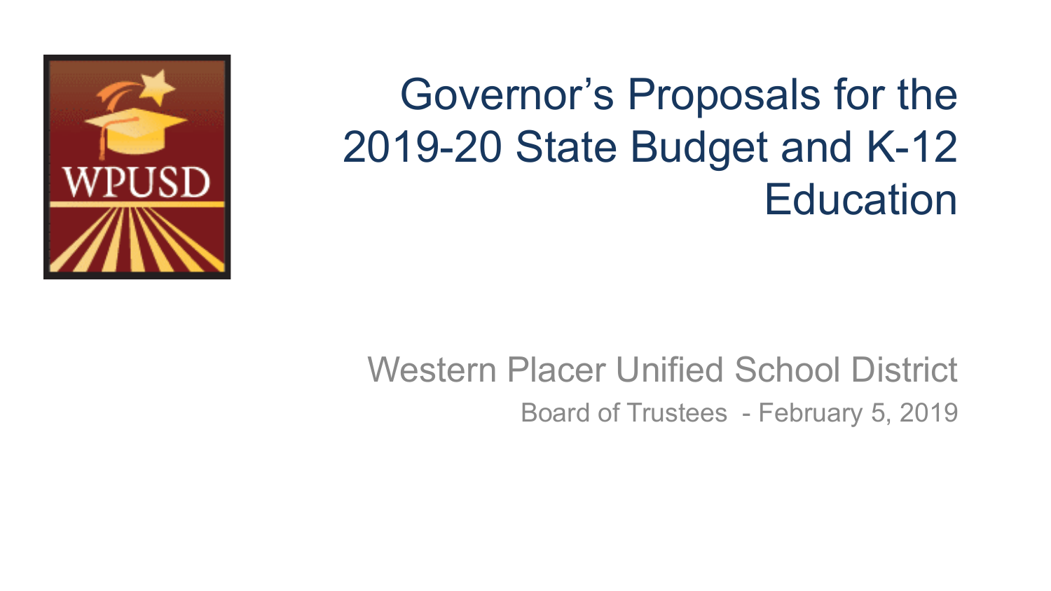# Governor's Proposals for the 2019-20 State Budget and K-12 Education

Western Placer Unified School District

Board of Trustees - February 5, 2019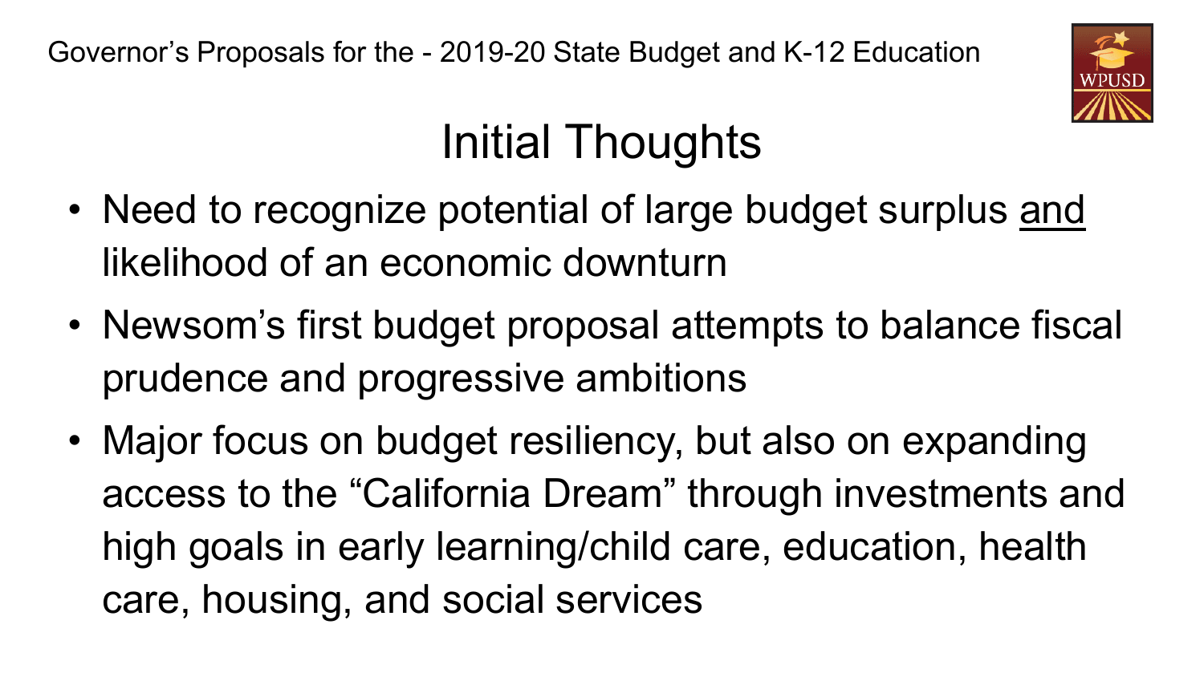# Initial Thoughts

- Need to recognize potential of large budget surplus <u>and</u> likelihood of an economic downturn
- Newsom's first budget proposal attempts to balance fiscal prudence and progressive ambitions
- Major focus on budget resiliency, but also on expanding access to the "California Dream" through investments and high goals in early learning/child care, education, health care, housing, and social services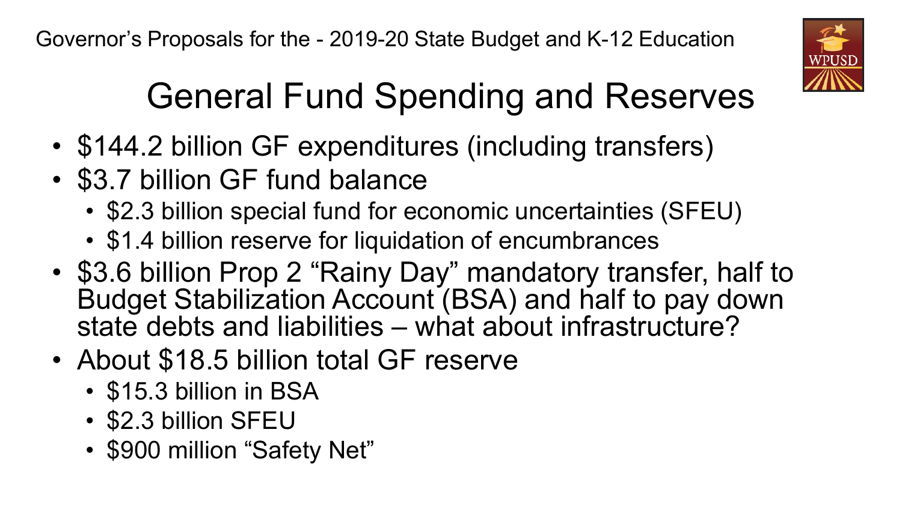Governor's Proposals for the - 2019-20 State Budget and K-12 Education

# General Fund Spending and Reserves

- $144.2 billion GF expenditures (including transfers)
- $3.7 billion GF fund balance
  - $2.3 billion special fund for economic uncertainties (SFEU)
  - $1.4 billion reserve for liquidation of encumbrances
- $3.6 billion Prop 2 "Rainy Day" mandatory transfer, half to Budget Stabilization Account (BSA) and half to pay down state debts and liabilities – what about infrastructure?
- About $18.5 billion total GF reserve
  - $15.3 billion in BSA
  - $2.3 billion SFEU
  - $900 million "Safety Net"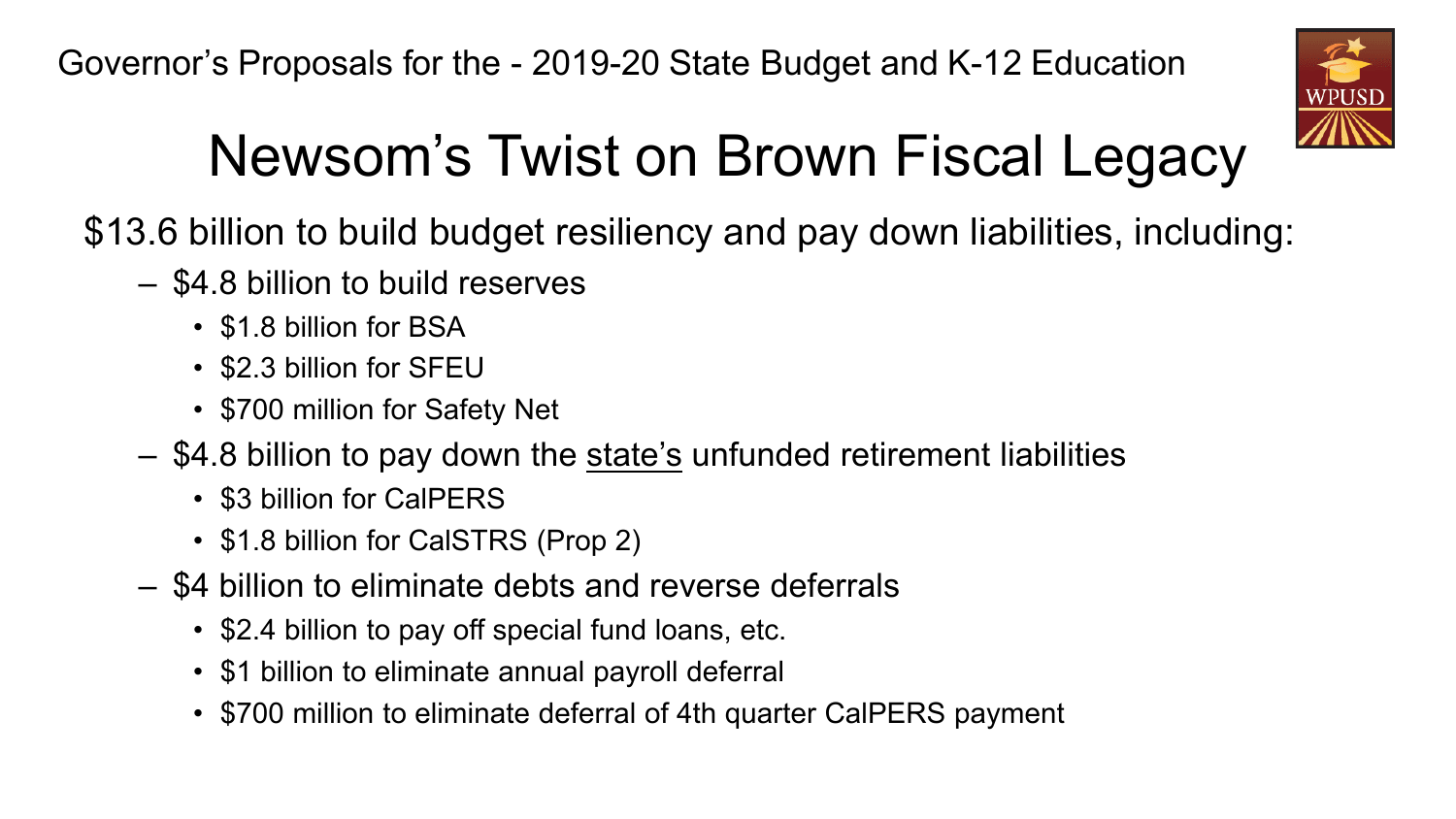Governor's Proposals for the - 2019-20 State Budget and K-12 Education

# Newsom's Twist on Brown Fiscal Legacy

$13.6 billion to build budget resiliency and pay down liabilities, including:

- $4.8 billion to build reserves
  - $1.8 billion for BSA
  - $2.3 billion for SFEU
  - $700 million for Safety Net
- $4.8 billion to pay down the <u>state's</u> unfunded retirement liabilities
  - $3 billion for CalPERS
  - $1.8 billion for CalSTRS (Prop 2)
- $4 billion to eliminate debts and reverse deferrals
  - $2.4 billion to pay off special fund loans, etc.
  - $1 billion to eliminate annual payroll deferral
  - $700 million to eliminate deferral of 4th quarter CalPERS payment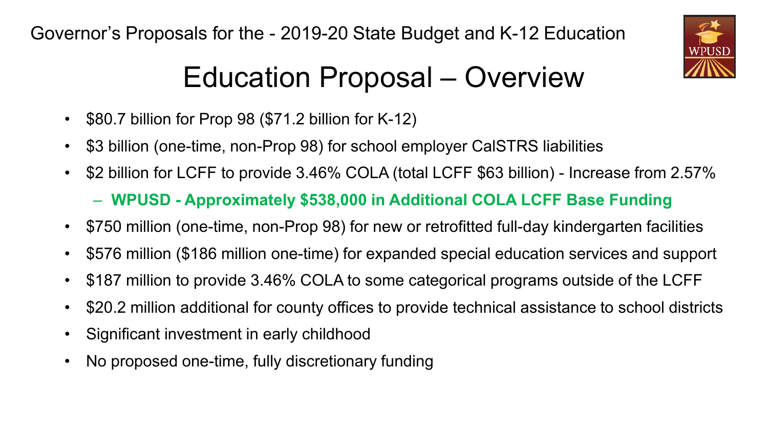Governor's Proposals for the - 2019-20 State Budget and K-12 Education

# Education Proposal – Overview

- $80.7 billion for Prop 98 ($71.2 billion for K-12)
- $3 billion (one-time, non-Prop 98) for school employer CalSTRS liabilities
- $2 billion for LCFF to provide 3.46% COLA (total LCFF $63 billion) - Increase from 2.57%
  - **WPUSD - Approximately $538,000 in Additional COLA LCFF Base Funding**
- $750 million (one-time, non-Prop 98) for new or retrofitted full-day kindergarten facilities
- $576 million ($186 million one-time) for expanded special education services and support
- $187 million to provide 3.46% COLA to some categorical programs outside of the LCFF
- $20.2 million additional for county offices to provide technical assistance to school districts
- Significant investment in early childhood
- No proposed one-time, fully discretionary funding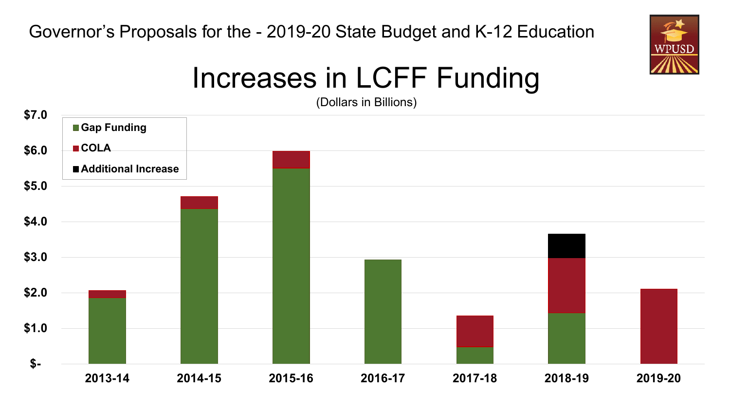Governor's Proposals for the - 2019-20 State Budget and K-12 Education

# Increases in LCFF Funding

(Dollars in Billions)

Legend: Gap Funding, COLA, Additional Increase

Y-axis: $-, $1.0, $2.0, $3.0, $4.0, $5.0, $6.0, $7.0

X-axis: 2013-14, 2014-15, 2015-16, 2016-17, 2017-18, 2018-19, 2019-20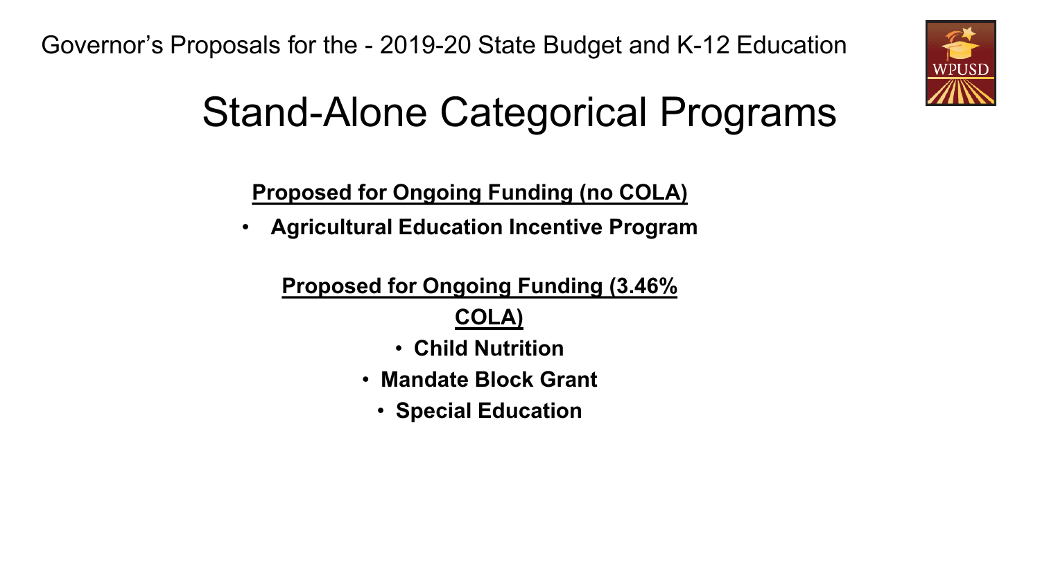Governor's Proposals for the - 2019-20 State Budget and K-12 Education

# Stand-Alone Categorical Programs

**Proposed for Ongoing Funding (no COLA)**

- **Agricultural Education Incentive Program**

**Proposed for Ongoing Funding (3.46% COLA)**

- **Child Nutrition**
- **Mandate Block Grant**
- **Special Education**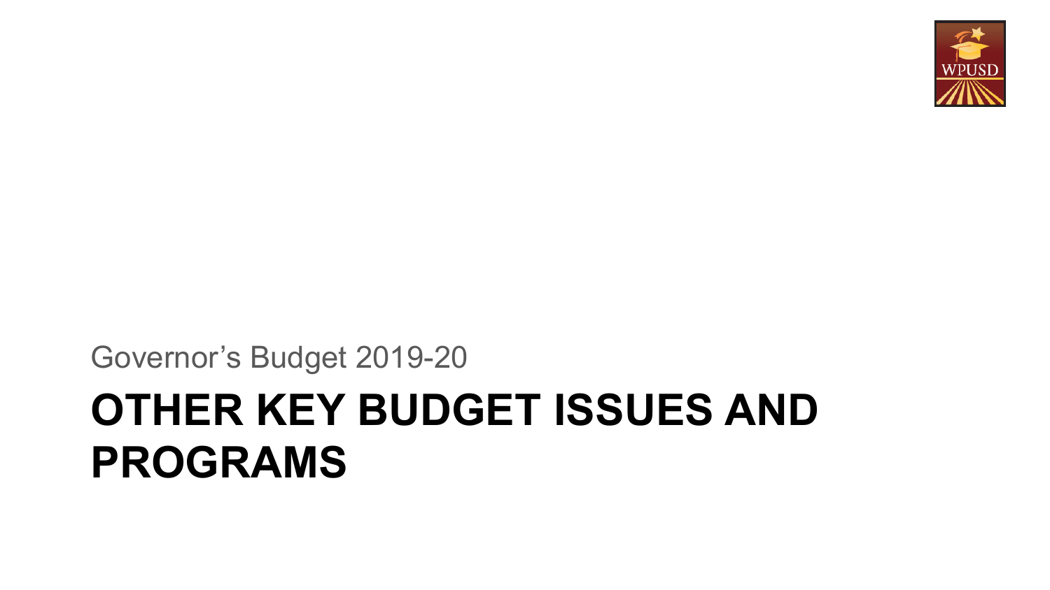Governor's Budget 2019-20

# OTHER KEY BUDGET ISSUES AND PROGRAMS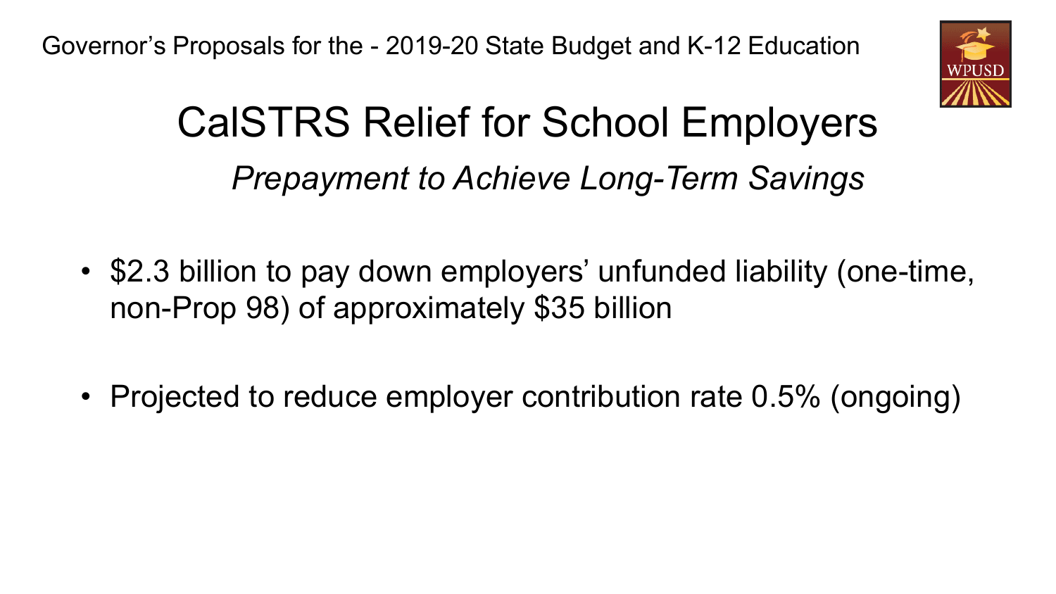# CalSTRS Relief for School Employers

*Prepayment to Achieve Long-Term Savings*

- $2.3 billion to pay down employers' unfunded liability (one-time, non-Prop 98) of approximately $35 billion
- Projected to reduce employer contribution rate 0.5% (ongoing)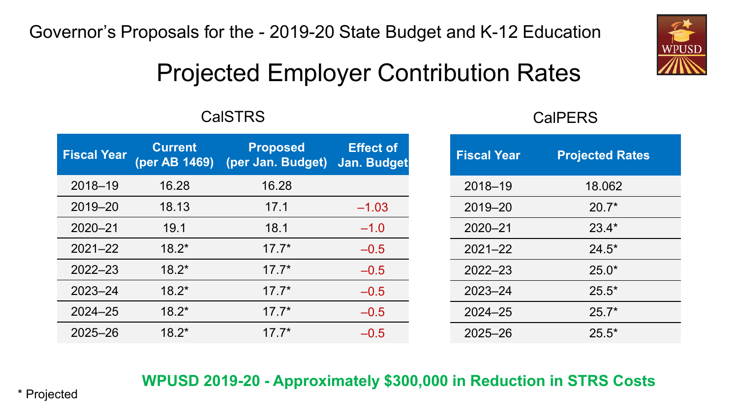Governor's Proposals for the - 2019-20 State Budget and K-12 Education

# Projected Employer Contribution Rates

## CalSTRS

| Fiscal Year | Current (per AB 1469) | Proposed (per Jan. Budget) | Effect of Jan. Budget |
|---|---|---|---|
| 2018–19 | 16.28 | 16.28 | |
| 2019–20 | 18.13 | 17.1 | –1.03 |
| 2020–21 | 19.1 | 18.1 | –1.0 |
| 2021–22 | 18.2* | 17.7* | –0.5 |
| 2022–23 | 18.2* | 17.7* | –0.5 |
| 2023–24 | 18.2* | 17.7* | –0.5 |
| 2024–25 | 18.2* | 17.7* | –0.5 |
| 2025–26 | 18.2* | 17.7* | –0.5 |

## CalPERS

| Fiscal Year | Projected Rates |
|---|---|
| 2018–19 | 18.062 |
| 2019–20 | 20.7* |
| 2020–21 | 23.4* |
| 2021–22 | 24.5* |
| 2022–23 | 25.0* |
| 2023–24 | 25.5* |
| 2024–25 | 25.7* |
| 2025–26 | 25.5* |

**WPUSD 2019-20 - Approximately $300,000 in Reduction in STRS Costs**

* Projected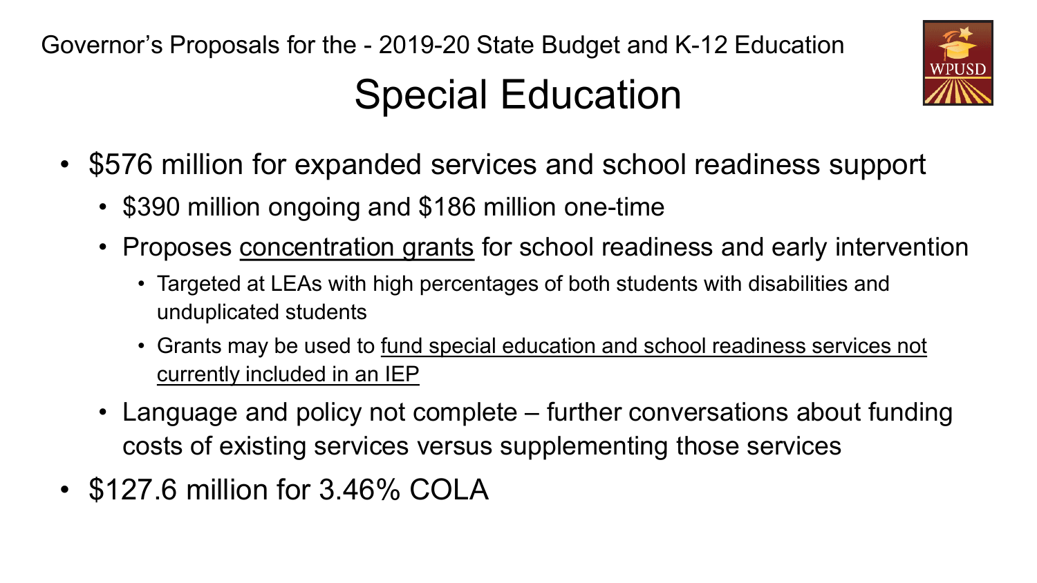Governor's Proposals for the - 2019-20 State Budget and K-12 Education

# Special Education

- $576 million for expanded services and school readiness support
  - $390 million ongoing and $186 million one-time
  - Proposes <u>concentration grants</u> for school readiness and early intervention
    - Targeted at LEAs with high percentages of both students with disabilities and unduplicated students
    - Grants may be used to <u>fund special education and school readiness services not currently included in an IEP</u>
  - Language and policy not complete – further conversations about funding costs of existing services versus supplementing those services
- $127.6 million for 3.46% COLA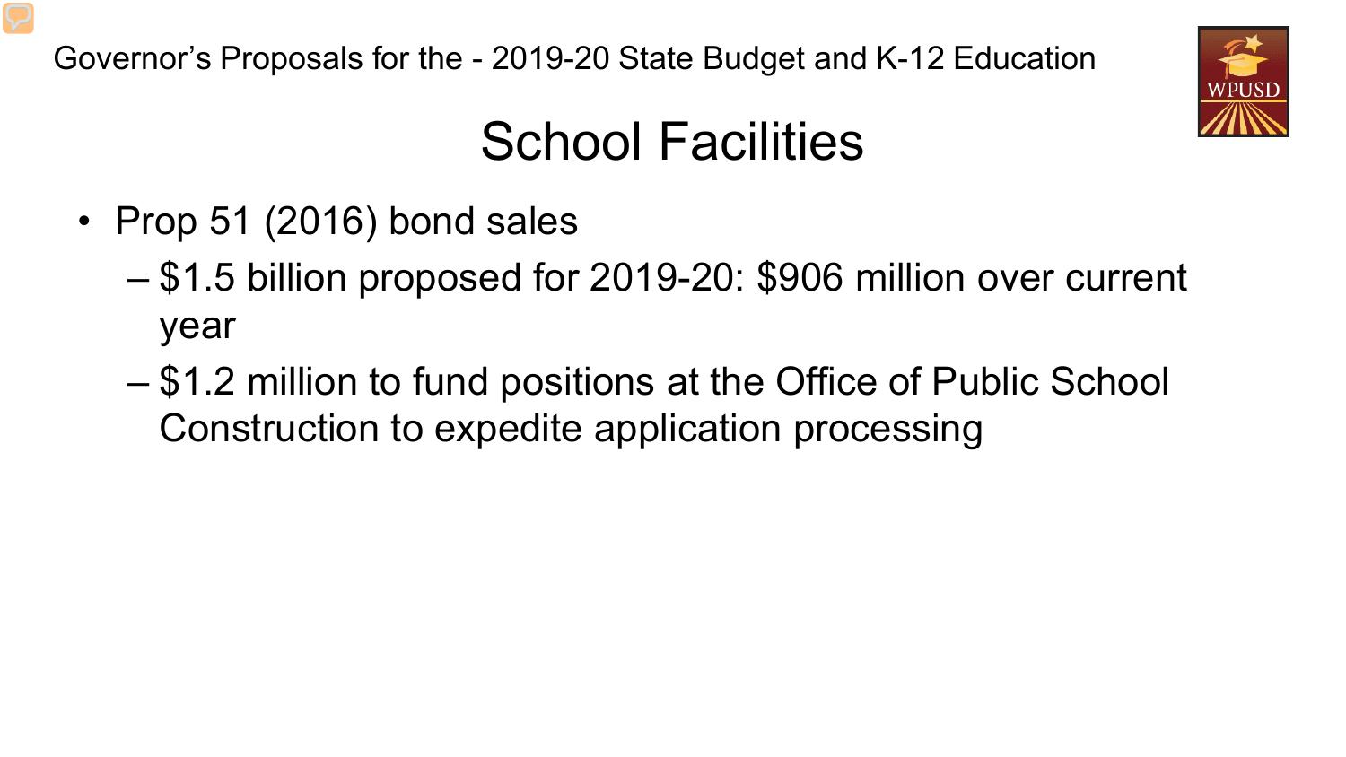# School Facilities

- Prop 51 (2016) bond sales
  - $1.5 billion proposed for 2019-20: $906 million over current year
  - $1.2 million to fund positions at the Office of Public School Construction to expedite application processing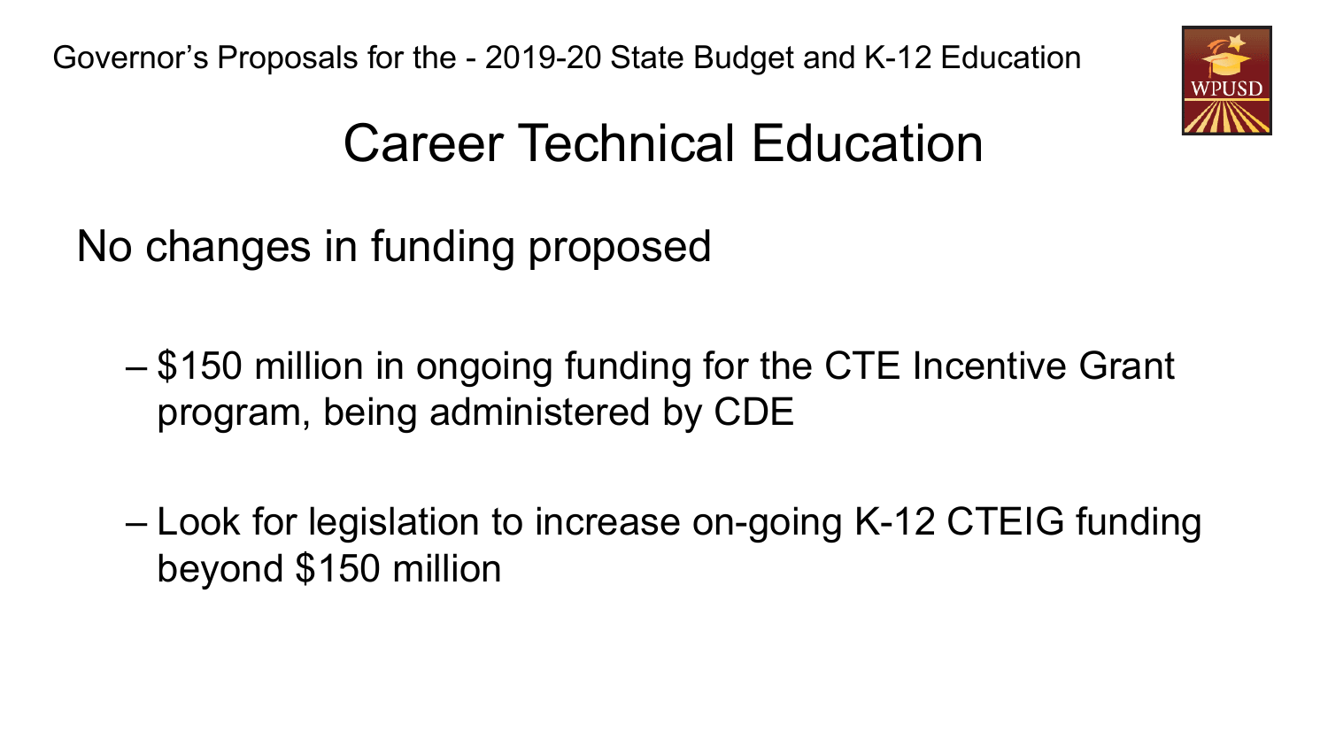Governor's Proposals for the - 2019-20 State Budget and K-12 Education

# Career Technical Education

No changes in funding proposed

- $150 million in ongoing funding for the CTE Incentive Grant program, being administered by CDE
- Look for legislation to increase on-going K-12 CTEIG funding beyond $150 million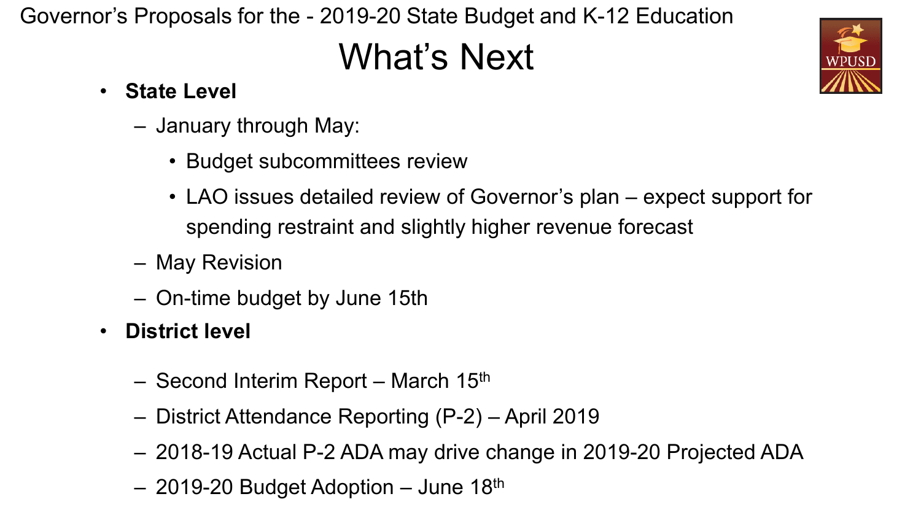Governor's Proposals for the - 2019-20 State Budget and K-12 Education

# What's Next

- **State Level**
  - January through May:
    - Budget subcommittees review
    - LAO issues detailed review of Governor's plan – expect support for spending restraint and slightly higher revenue forecast
  - May Revision
  - On-time budget by June 15th
- **District level**
  - Second Interim Report – March 15th
  - District Attendance Reporting (P-2) – April 2019
  - 2018-19 Actual P-2 ADA may drive change in 2019-20 Projected ADA
  - 2019-20 Budget Adoption – June 18th